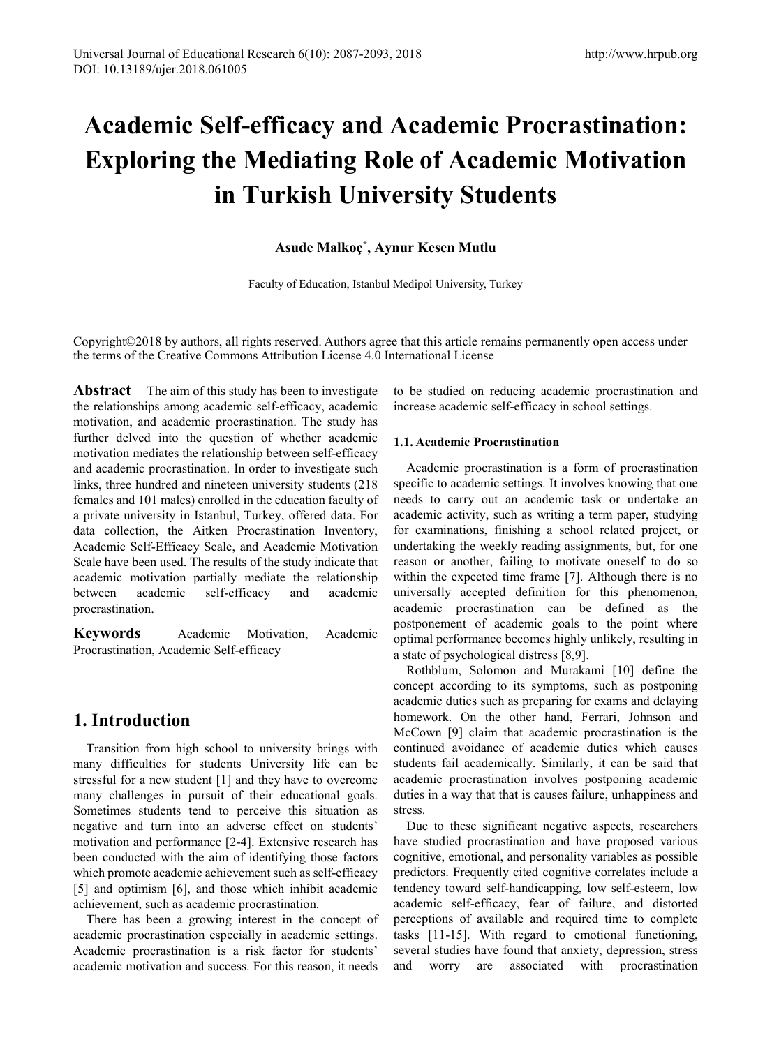# Academic Self-efficacy and Academic Procrastination: Exploring the Mediating Role of Academic Motivation in Turkish University Students

**Asude Malkoç[*], Aynur Kesen Mutlu**

Faculty of Education, Istanbul Medipol University, Turkey

Copyright©2018 by authors, all rights reserved. Authors agree that this article remains permanently open access under the terms of the Creative Commons Attribution License 4.0 International License

**Abstract** The aim of this study has been to investigate the relationships among academic self-efficacy, academic motivation, and academic procrastination. The study has further delved into the question of whether academic motivation mediates the relationship between self-efficacy and academic procrastination. In order to investigate such links, three hundred and nineteen university students (218 females and 101 males) enrolled in the education faculty of a private university in Istanbul, Turkey, offered data. For data collection, the Aitken Procrastination Inventory, Academic Self-Efficacy Scale, and Academic Motivation Scale have been used. The results of the study indicate that academic motivation partially mediate the relationship between academic self-efficacy and academic procrastination.

**Keywords** Academic Motivation, Academic Procrastination, Academic Self-efficacy

## 1. Introduction

Transition from high school to university brings with many difficulties for students University life can be stressful for a new student [1] and they have to overcome many challenges in pursuit of their educational goals. Sometimes students tend to perceive this situation as negative and turn into an adverse effect on students' motivation and performance [2-4]. Extensive research has been conducted with the aim of identifying those factors which promote academic achievement such as self-efficacy [5] and optimism [6], and those which inhibit academic achievement, such as academic procrastination.

There has been a growing interest in the concept of academic procrastination especially in academic settings. Academic procrastination is a risk factor for students' academic motivation and success. For this reason, it needs to be studied on reducing academic procrastination and increase academic self-efficacy in school settings.

### 1.1. Academic Procrastination

Academic procrastination is a form of procrastination specific to academic settings. It involves knowing that one needs to carry out an academic task or undertake an academic activity, such as writing a term paper, studying for examinations, finishing a school related project, or undertaking the weekly reading assignments, but, for one reason or another, failing to motivate oneself to do so within the expected time frame [7]. Although there is no universally accepted definition for this phenomenon, academic procrastination can be defined as the postponement of academic goals to the point where optimal performance becomes highly unlikely, resulting in a state of psychological distress [8,9].

Rothblum, Solomon and Murakami [10] define the concept according to its symptoms, such as postponing academic duties such as preparing for exams and delaying homework. On the other hand, Ferrari, Johnson and McCown [9] claim that academic procrastination is the continued avoidance of academic duties which causes students fail academically. Similarly, it can be said that academic procrastination involves postponing academic duties in a way that that is causes failure, unhappiness and stress.

Due to these significant negative aspects, researchers have studied procrastination and have proposed various cognitive, emotional, and personality variables as possible predictors. Frequently cited cognitive correlates include a tendency toward self-handicapping, low self-esteem, low academic self-efficacy, fear of failure, and distorted perceptions of available and required time to complete tasks [11-15]. With regard to emotional functioning, several studies have found that anxiety, depression, stress and worry are associated with procrastination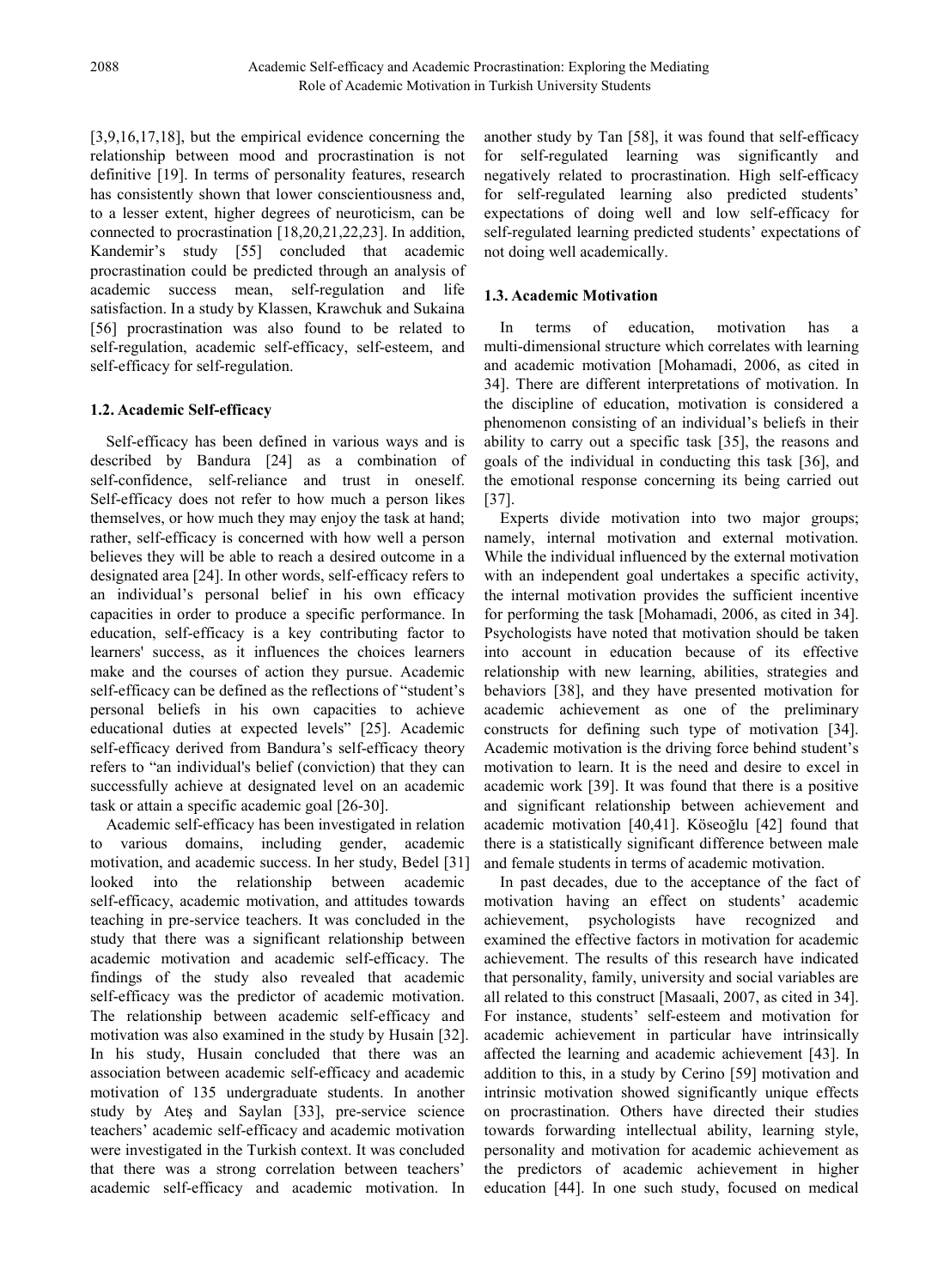[3,9,16,17,18], but the empirical evidence concerning the relationship between mood and procrastination is not definitive [19]. In terms of personality features, research has consistently shown that lower conscientiousness and, to a lesser extent, higher degrees of neuroticism, can be connected to procrastination [18,20,21,22,23]. In addition, Kandemir's study [55] concluded that academic procrastination could be predicted through an analysis of academic success mean, self-regulation and life satisfaction. In a study by Klassen, Krawchuk and Sukaina [56] procrastination was also found to be related to self-regulation, academic self-efficacy, self-esteem, and self-efficacy for self-regulation.

### 1.2. Academic Self-efficacy

Self-efficacy has been defined in various ways and is described by Bandura [24] as a combination of self-confidence, self-reliance and trust in oneself. Self-efficacy does not refer to how much a person likes themselves, or how much they may enjoy the task at hand; rather, self-efficacy is concerned with how well a person believes they will be able to reach a desired outcome in a designated area [24]. In other words, self-efficacy refers to an individual's personal belief in his own efficacy capacities in order to produce a specific performance. In education, self-efficacy is a key contributing factor to learners' success, as it influences the choices learners make and the courses of action they pursue. Academic self-efficacy can be defined as the reflections of "student's personal beliefs in his own capacities to achieve educational duties at expected levels" [25]. Academic self-efficacy derived from Bandura's self-efficacy theory refers to "an individual's belief (conviction) that they can successfully achieve at designated level on an academic task or attain a specific academic goal [26-30].

Academic self-efficacy has been investigated in relation to various domains, including gender, academic motivation, and academic success. In her study, Bedel [31] looked into the relationship between academic self-efficacy, academic motivation, and attitudes towards teaching in pre-service teachers. It was concluded in the study that there was a significant relationship between academic motivation and academic self-efficacy. The findings of the study also revealed that academic self-efficacy was the predictor of academic motivation. The relationship between academic self-efficacy and motivation was also examined in the study by Husain [32]. In his study, Husain concluded that there was an association between academic self-efficacy and academic motivation of 135 undergraduate students. In another study by Ateş and Saylan [33], pre-service science teachers' academic self-efficacy and academic motivation were investigated in the Turkish context. It was concluded that there was a strong correlation between teachers' academic self-efficacy and academic motivation. In another study by Tan [58], it was found that self-efficacy for self-regulated learning was significantly and negatively related to procrastination. High self-efficacy for self-regulated learning also predicted students' expectations of doing well and low self-efficacy for self-regulated learning predicted students' expectations of not doing well academically.

### 1.3. Academic Motivation

In terms of education, motivation has a multi-dimensional structure which correlates with learning and academic motivation [Mohamadi, 2006, as cited in 34]. There are different interpretations of motivation. In the discipline of education, motivation is considered a phenomenon consisting of an individual's beliefs in their ability to carry out a specific task [35], the reasons and goals of the individual in conducting this task [36], and the emotional response concerning its being carried out [37].

Experts divide motivation into two major groups; namely, internal motivation and external motivation. While the individual influenced by the external motivation with an independent goal undertakes a specific activity, the internal motivation provides the sufficient incentive for performing the task [Mohamadi, 2006, as cited in 34]. Psychologists have noted that motivation should be taken into account in education because of its effective relationship with new learning, abilities, strategies and behaviors [38], and they have presented motivation for academic achievement as one of the preliminary constructs for defining such type of motivation [34]. Academic motivation is the driving force behind student's motivation to learn. It is the need and desire to excel in academic work [39]. It was found that there is a positive and significant relationship between achievement and academic motivation [40,41]. Köseoğlu [42] found that there is a statistically significant difference between male and female students in terms of academic motivation.

In past decades, due to the acceptance of the fact of motivation having an effect on students' academic achievement, psychologists have recognized and examined the effective factors in motivation for academic achievement. The results of this research have indicated that personality, family, university and social variables are all related to this construct [Masaali, 2007, as cited in 34]. For instance, students' self-esteem and motivation for academic achievement in particular have intrinsically affected the learning and academic achievement [43]. In addition to this, in a study by Cerino [59] motivation and intrinsic motivation showed significantly unique effects on procrastination. Others have directed their studies towards forwarding intellectual ability, learning style, personality and motivation for academic achievement as the predictors of academic achievement in higher education [44]. In one such study, focused on medical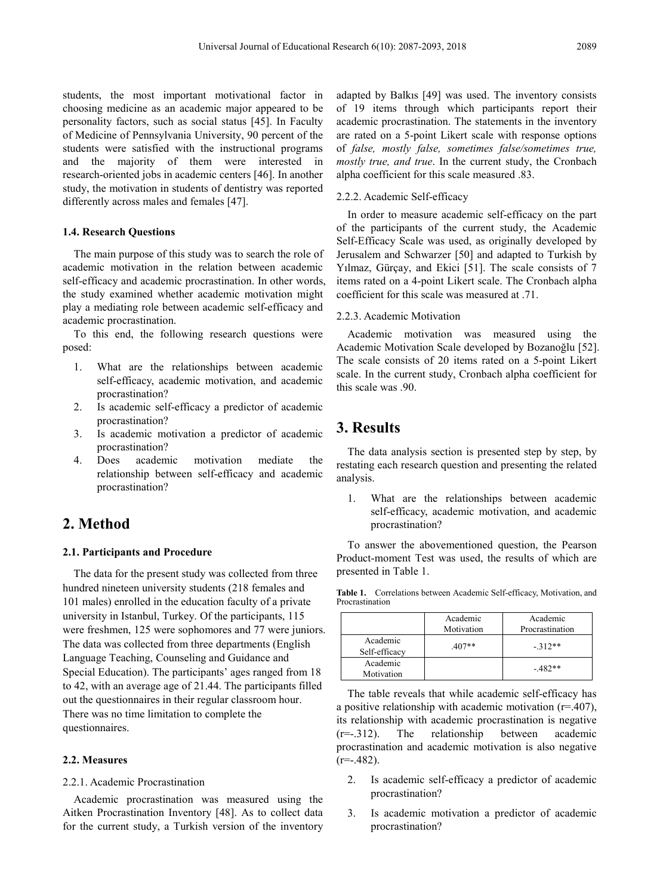students, the most important motivational factor in choosing medicine as an academic major appeared to be personality factors, such as social status [45]. In Faculty of Medicine of Pennsylvania University, 90 percent of the students were satisfied with the instructional programs and the majority of them were interested in research-oriented jobs in academic centers [46]. In another study, the motivation in students of dentistry was reported differently across males and females [47].

### 1.4. Research Questions

The main purpose of this study was to search the role of academic motivation in the relation between academic self-efficacy and academic procrastination. In other words, the study examined whether academic motivation might play a mediating role between academic self-efficacy and academic procrastination.

To this end, the following research questions were posed:

1. What are the relationships between academic self-efficacy, academic motivation, and academic procrastination?
2. Is academic self-efficacy a predictor of academic procrastination?
3. Is academic motivation a predictor of academic procrastination?
4. Does academic motivation mediate the relationship between self-efficacy and academic procrastination?

## 2. Method

### 2.1. Participants and Procedure

The data for the present study was collected from three hundred nineteen university students (218 females and 101 males) enrolled in the education faculty of a private university in Istanbul, Turkey. Of the participants, 115 were freshmen, 125 were sophomores and 77 were juniors. The data was collected from three departments (English Language Teaching, Counseling and Guidance and Special Education). The participants' ages ranged from 18 to 42, with an average age of 21.44. The participants filled out the questionnaires in their regular classroom hour. There was no time limitation to complete the questionnaires.

### 2.2. Measures

#### 2.2.1. Academic Procrastination

Academic procrastination was measured using the Aitken Procrastination Inventory [48]. As to collect data for the current study, a Turkish version of the inventory adapted by Balkıs [49] was used. The inventory consists of 19 items through which participants report their academic procrastination. The statements in the inventory are rated on a 5-point Likert scale with response options of *false, mostly false, sometimes false/sometimes true, mostly true, and true*. In the current study, the Cronbach alpha coefficient for this scale measured .83.

#### 2.2.2. Academic Self-efficacy

In order to measure academic self-efficacy on the part of the participants of the current study, the Academic Self-Efficacy Scale was used, as originally developed by Jerusalem and Schwarzer [50] and adapted to Turkish by Yılmaz, Gürçay, and Ekici [51]. The scale consists of 7 items rated on a 4-point Likert scale. The Cronbach alpha coefficient for this scale was measured at .71.

#### 2.2.3. Academic Motivation

Academic motivation was measured using the Academic Motivation Scale developed by Bozanoğlu [52]. The scale consists of 20 items rated on a 5-point Likert scale. In the current study, Cronbach alpha coefficient for this scale was .90.

## 3. Results

The data analysis section is presented step by step, by restating each research question and presenting the related analysis.

1. What are the relationships between academic self-efficacy, academic motivation, and academic procrastination?

To answer the abovementioned question, the Pearson Product-moment Test was used, the results of which are presented in Table 1.

**Table 1.** Correlations between Academic Self-efficacy, Motivation, and Procrastination

| | Academic Motivation | Academic Procrastination |
|---|---|---|
| Academic Self-efficacy | .407** | -.312** |
| Academic Motivation | | -.482** |

The table reveals that while academic self-efficacy has a positive relationship with academic motivation ($r=.407$), its relationship with academic procrastination is negative ($r=-.312$). The relationship between academic procrastination and academic motivation is also negative ($r=-.482$).

2. Is academic self-efficacy a predictor of academic procrastination?
3. Is academic motivation a predictor of academic procrastination?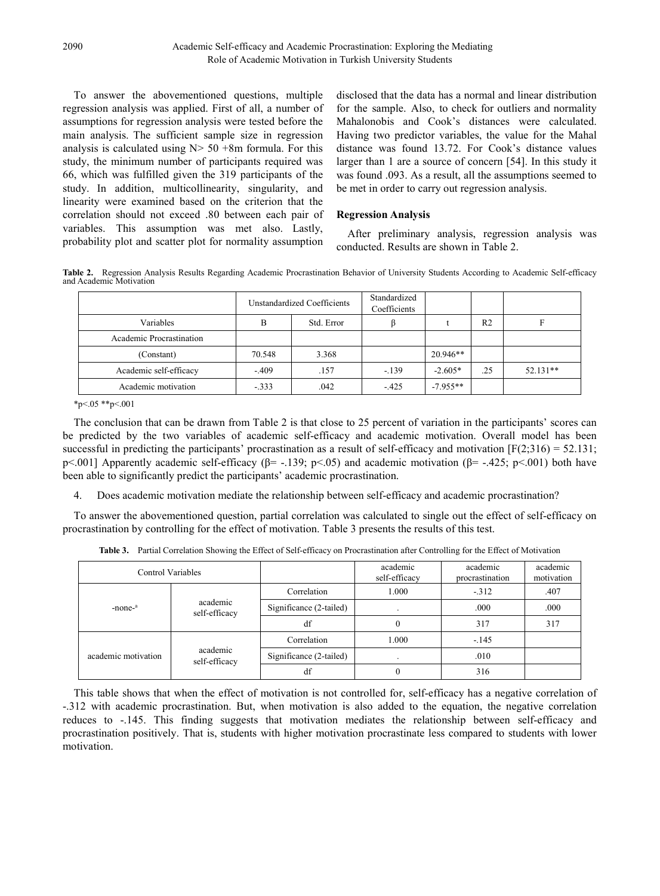To answer the abovementioned questions, multiple regression analysis was applied. First of all, a number of assumptions for regression analysis were tested before the main analysis. The sufficient sample size in regression analysis is calculated using N> 50 +8m formula. For this study, the minimum number of participants required was 66, which was fulfilled given the 319 participants of the study. In addition, multicollinearity, singularity, and linearity were examined based on the criterion that the correlation should not exceed .80 between each pair of variables. This assumption was met also. Lastly, probability plot and scatter plot for normality assumption disclosed that the data has a normal and linear distribution for the sample. Also, to check for outliers and normality Mahalonobis and Cook's distances were calculated. Having two predictor variables, the value for the Mahal distance was found 13.72. For Cook's distance values larger than 1 are a source of concern [54]. In this study it was found .093. As a result, all the assumptions seemed to be met in order to carry out regression analysis.

### Regression Analysis

After preliminary analysis, regression analysis was conducted. Results are shown in Table 2.

**Table 2.** Regression Analysis Results Regarding Academic Procrastination Behavior of University Students According to Academic Self-efficacy and Academic Motivation

| | Unstandardized Coefficients | | Standardized Coefficients | | | |
|---|---|---|---|---|---|---|
| Variables | B | Std. Error | β | t | R2 | F |
| Academic Procrastination | | | | | | |
| (Constant) | 70.548 | 3.368 | | 20.946** | | |
| Academic self-efficacy | -.409 | .157 | -.139 | -2.605* | .25 | 52.131** |
| Academic motivation | -.333 | .042 | -.425 | -7.955** | | |

*p<.05 **p<.001

The conclusion that can be drawn from Table 2 is that close to 25 percent of variation in the participants' scores can be predicted by the two variables of academic self-efficacy and academic motivation. Overall model has been successful in predicting the participants' procrastination as a result of self-efficacy and motivation [$F(2;316) = 52.131$; $p<.001$] Apparently academic self-efficacy ($\beta= -.139$; $p<.05$) and academic motivation ($\beta= -.425$; $p<.001$) both have been able to significantly predict the participants' academic procrastination.

4. Does academic motivation mediate the relationship between self-efficacy and academic procrastination?

To answer the abovementioned question, partial correlation was calculated to single out the effect of self-efficacy on procrastination by controlling for the effect of motivation. Table 3 presents the results of this test.

**Table 3.** Partial Correlation Showing the Effect of Self-efficacy on Procrastination after Controlling for the Effect of Motivation

| Control Variables | | | academic self-efficacy | academic procrastination | academic motivation |
|---|---|---|---|---|---|
| -none-[a] | academic self-efficacy | Correlation | 1.000 | -.312 | .407 |
| | | Significance (2-tailed) | . | .000 | .000 |
| | | df | 0 | 317 | 317 |
| academic motivation | academic self-efficacy | Correlation | 1.000 | -.145 | |
| | | Significance (2-tailed) | . | .010 | |
| | | df | 0 | 316 | |

This table shows that when the effect of motivation is not controlled for, self-efficacy has a negative correlation of -.312 with academic procrastination. But, when motivation is also added to the equation, the negative correlation reduces to -.145. This finding suggests that motivation mediates the relationship between self-efficacy and procrastination positively. That is, students with higher motivation procrastinate less compared to students with lower motivation.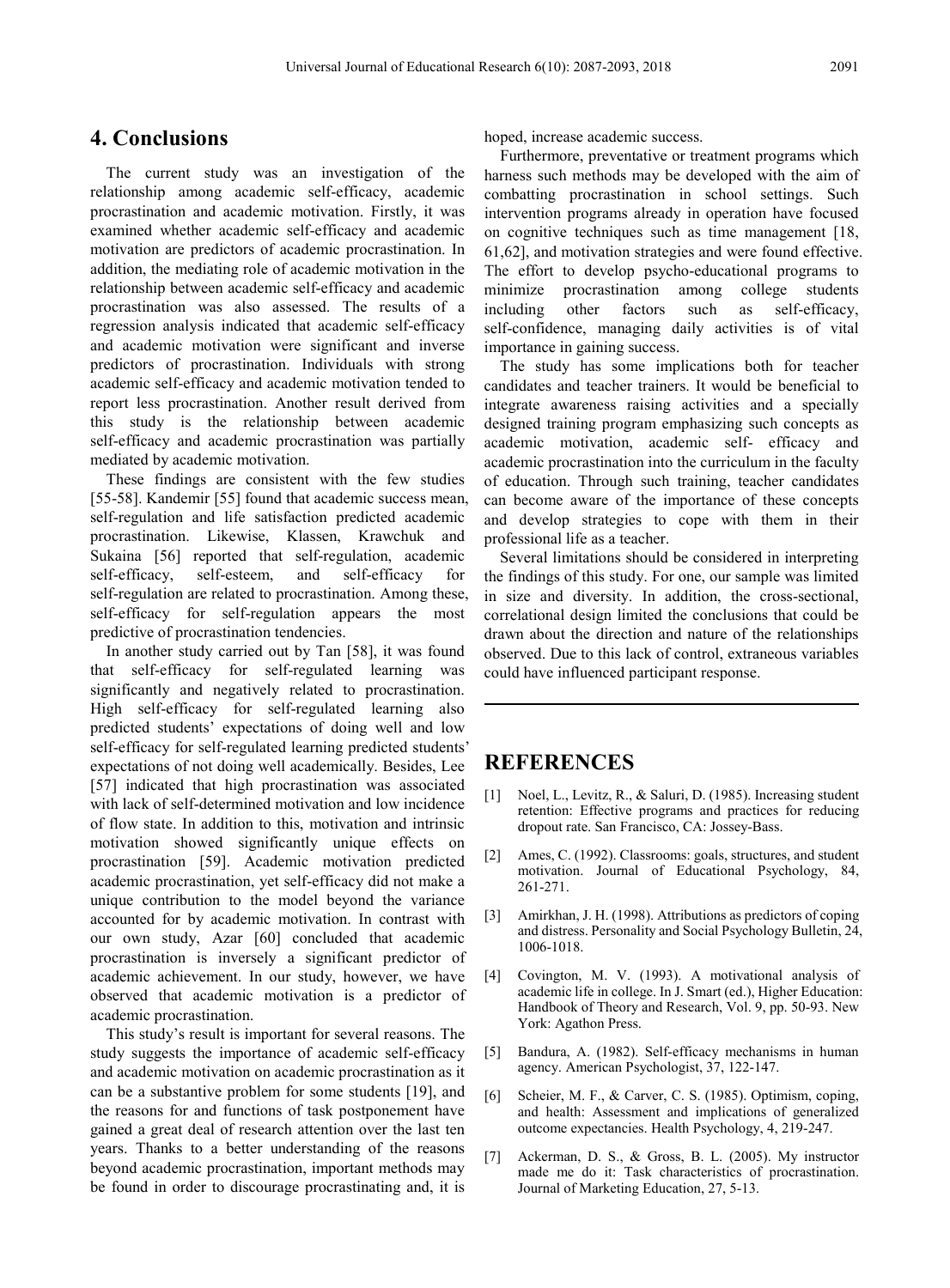## 4. Conclusions

The current study was an investigation of the relationship among academic self-efficacy, academic procrastination and academic motivation. Firstly, it was examined whether academic self-efficacy and academic motivation are predictors of academic procrastination. In addition, the mediating role of academic motivation in the relationship between academic self-efficacy and academic procrastination was also assessed. The results of a regression analysis indicated that academic self-efficacy and academic motivation were significant and inverse predictors of procrastination. Individuals with strong academic self-efficacy and academic motivation tended to report less procrastination. Another result derived from this study is the relationship between academic self-efficacy and academic procrastination was partially mediated by academic motivation.

These findings are consistent with the few studies [55-58]. Kandemir [55] found that academic success mean, self-regulation and life satisfaction predicted academic procrastination. Likewise, Klassen, Krawchuk and Sukaina [56] reported that self-regulation, academic self-efficacy, self-esteem, and self-efficacy for self-regulation are related to procrastination. Among these, self-efficacy for self-regulation appears the most predictive of procrastination tendencies.

In another study carried out by Tan [58], it was found that self-efficacy for self-regulated learning was significantly and negatively related to procrastination. High self-efficacy for self-regulated learning also predicted students' expectations of doing well and low self-efficacy for self-regulated learning predicted students' expectations of not doing well academically. Besides, Lee [57] indicated that high procrastination was associated with lack of self-determined motivation and low incidence of flow state. In addition to this, motivation and intrinsic motivation showed significantly unique effects on procrastination [59]. Academic motivation predicted academic procrastination, yet self-efficacy did not make a unique contribution to the model beyond the variance accounted for by academic motivation. In contrast with our own study, Azar [60] concluded that academic procrastination is inversely a significant predictor of academic achievement. In our study, however, we have observed that academic motivation is a predictor of academic procrastination.

This study's result is important for several reasons. The study suggests the importance of academic self-efficacy and academic motivation on academic procrastination as it can be a substantive problem for some students [19], and the reasons for and functions of task postponement have gained a great deal of research attention over the last ten years. Thanks to a better understanding of the reasons beyond academic procrastination, important methods may be found in order to discourage procrastinating and, it is hoped, increase academic success.

Furthermore, preventative or treatment programs which harness such methods may be developed with the aim of combatting procrastination in school settings. Such intervention programs already in operation have focused on cognitive techniques such as time management [18, 61,62], and motivation strategies and were found effective. The effort to develop psycho-educational programs to minimize procrastination among college students including other factors such as self-efficacy, self-confidence, managing daily activities is of vital importance in gaining success.

The study has some implications both for teacher candidates and teacher trainers. It would be beneficial to integrate awareness raising activities and a specially designed training program emphasizing such concepts as academic motivation, academic self- efficacy and academic procrastination into the curriculum in the faculty of education. Through such training, teacher candidates can become aware of the importance of these concepts and develop strategies to cope with them in their professional life as a teacher.

Several limitations should be considered in interpreting the findings of this study. For one, our sample was limited in size and diversity. In addition, the cross-sectional, correlational design limited the conclusions that could be drawn about the direction and nature of the relationships observed. Due to this lack of control, extraneous variables could have influenced participant response.

## REFERENCES

[1] Noel, L., Levitz, R., & Saluri, D. (1985). Increasing student retention: Effective programs and practices for reducing dropout rate. San Francisco, CA: Jossey-Bass.

[2] Ames, C. (1992). Classrooms: goals, structures, and student motivation. Journal of Educational Psychology, 84, 261-271.

[3] Amirkhan, J. H. (1998). Attributions as predictors of coping and distress. Personality and Social Psychology Bulletin, 24, 1006-1018.

[4] Covington, M. V. (1993). A motivational analysis of academic life in college. In J. Smart (ed.), Higher Education: Handbook of Theory and Research, Vol. 9, pp. 50-93. New York: Agathon Press.

[5] Bandura, A. (1982). Self-efficacy mechanisms in human agency. American Psychologist, 37, 122-147.

[6] Scheier, M. F., & Carver, C. S. (1985). Optimism, coping, and health: Assessment and implications of generalized outcome expectancies. Health Psychology, 4, 219-247.

[7] Ackerman, D. S., & Gross, B. L. (2005). My instructor made me do it: Task characteristics of procrastination. Journal of Marketing Education, 27, 5-13.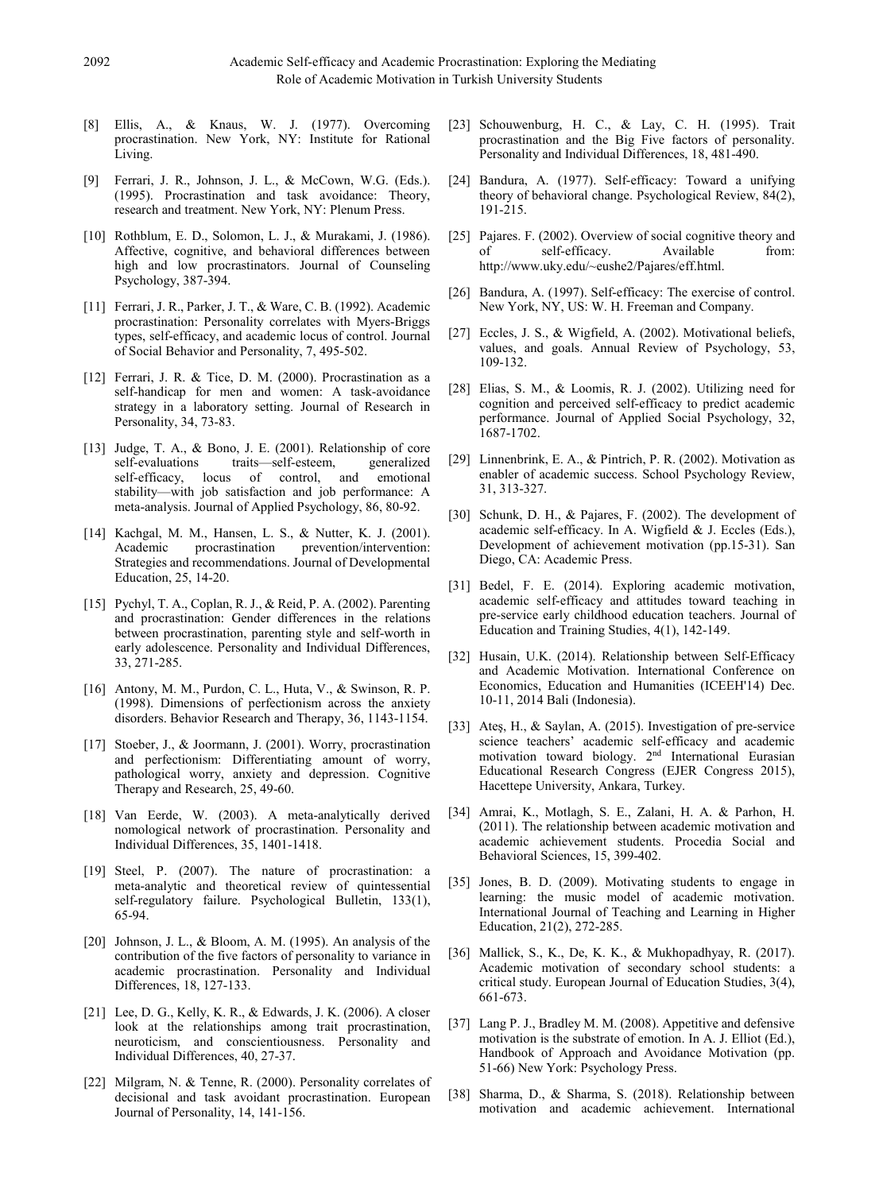[8] Ellis, A., & Knaus, W. J. (1977). Overcoming procrastination. New York, NY: Institute for Rational Living.

[9] Ferrari, J. R., Johnson, J. L., & McCown, W.G. (Eds.). (1995). Procrastination and task avoidance: Theory, research and treatment. New York, NY: Plenum Press.

[10] Rothblum, E. D., Solomon, L. J., & Murakami, J. (1986). Affective, cognitive, and behavioral differences between high and low procrastinators. Journal of Counseling Psychology, 387-394.

[11] Ferrari, J. R., Parker, J. T., & Ware, C. B. (1992). Academic procrastination: Personality correlates with Myers-Briggs types, self-efficacy, and academic locus of control. Journal of Social Behavior and Personality, 7, 495-502.

[12] Ferrari, J. R. & Tice, D. M. (2000). Procrastination as a self-handicap for men and women: A task-avoidance strategy in a laboratory setting. Journal of Research in Personality, 34, 73-83.

[13] Judge, T. A., & Bono, J. E. (2001). Relationship of core self-evaluations traits—self-esteem, generalized self-efficacy, locus of control, and emotional stability—with job satisfaction and job performance: A meta-analysis. Journal of Applied Psychology, 86, 80-92.

[14] Kachgal, M. M., Hansen, L. S., & Nutter, K. J. (2001). Academic procrastination prevention/intervention: Strategies and recommendations. Journal of Developmental Education, 25, 14-20.

[15] Pychyl, T. A., Coplan, R. J., & Reid, P. A. (2002). Parenting and procrastination: Gender differences in the relations between procrastination, parenting style and self-worth in early adolescence. Personality and Individual Differences, 33, 271-285.

[16] Antony, M. M., Purdon, C. L., Huta, V., & Swinson, R. P. (1998). Dimensions of perfectionism across the anxiety disorders. Behavior Research and Therapy, 36, 1143-1154.

[17] Stoeber, J., & Joormann, J. (2001). Worry, procrastination and perfectionism: Differentiating amount of worry, pathological worry, anxiety and depression. Cognitive Therapy and Research, 25, 49-60.

[18] Van Eerde, W. (2003). A meta-analytically derived nomological network of procrastination. Personality and Individual Differences, 35, 1401-1418.

[19] Steel, P. (2007). The nature of procrastination: a meta-analytic and theoretical review of quintessential self-regulatory failure. Psychological Bulletin, 133(1), 65-94.

[20] Johnson, J. L., & Bloom, A. M. (1995). An analysis of the contribution of the five factors of personality to variance in academic procrastination. Personality and Individual Differences, 18, 127-133.

[21] Lee, D. G., Kelly, K. R., & Edwards, J. K. (2006). A closer look at the relationships among trait procrastination, neuroticism, and conscientiousness. Personality and Individual Differences, 40, 27-37.

[22] Milgram, N. & Tenne, R. (2000). Personality correlates of decisional and task avoidant procrastination. European Journal of Personality, 14, 141-156.

[23] Schouwenburg, H. C., & Lay, C. H. (1995). Trait procrastination and the Big Five factors of personality. Personality and Individual Differences, 18, 481-490.

[24] Bandura, A. (1977). Self-efficacy: Toward a unifying theory of behavioral change. Psychological Review, 84(2), 191-215.

[25] Pajares. F. (2002). Overview of social cognitive theory and of self-efficacy. Available from: http://www.uky.edu/~eushe2/Pajares/eff.html.

[26] Bandura, A. (1997). Self-efficacy: The exercise of control. New York, NY, US: W. H. Freeman and Company.

[27] Eccles, J. S., & Wigfield, A. (2002). Motivational beliefs, values, and goals. Annual Review of Psychology, 53, 109-132.

[28] Elias, S. M., & Loomis, R. J. (2002). Utilizing need for cognition and perceived self-efficacy to predict academic performance. Journal of Applied Social Psychology, 32, 1687-1702.

[29] Linnenbrink, E. A., & Pintrich, P. R. (2002). Motivation as enabler of academic success. School Psychology Review, 31, 313-327.

[30] Schunk, D. H., & Pajares, F. (2002). The development of academic self-efficacy. In A. Wigfield & J. Eccles (Eds.), Development of achievement motivation (pp.15-31). San Diego, CA: Academic Press.

[31] Bedel, F. E. (2014). Exploring academic motivation, academic self-efficacy and attitudes toward teaching in pre-service early childhood education teachers. Journal of Education and Training Studies, 4(1), 142-149.

[32] Husain, U.K. (2014). Relationship between Self-Efficacy and Academic Motivation. International Conference on Economics, Education and Humanities (ICEEH'14) Dec. 10-11, 2014 Bali (Indonesia).

[33] Ateş, H., & Saylan, A. (2015). Investigation of pre-service science teachers' academic self-efficacy and academic motivation toward biology. 2nd International Eurasian Educational Research Congress (EJER Congress 2015), Hacettepe University, Ankara, Turkey.

[34] Amrai, K., Motlagh, S. E., Zalani, H. A. & Parhon, H. (2011). The relationship between academic motivation and academic achievement students. Procedia Social and Behavioral Sciences, 15, 399-402.

[35] Jones, B. D. (2009). Motivating students to engage in learning: the music model of academic motivation. International Journal of Teaching and Learning in Higher Education, 21(2), 272-285.

[36] Mallick, S., K., De, K. K., & Mukhopadhyay, R. (2017). Academic motivation of secondary school students: a critical study. European Journal of Education Studies, 3(4), 661-673.

[37] Lang P. J., Bradley M. M. (2008). Appetitive and defensive motivation is the substrate of emotion. In A. J. Elliot (Ed.), Handbook of Approach and Avoidance Motivation (pp. 51-66) New York: Psychology Press.

[38] Sharma, D., & Sharma, S. (2018). Relationship between motivation and academic achievement. International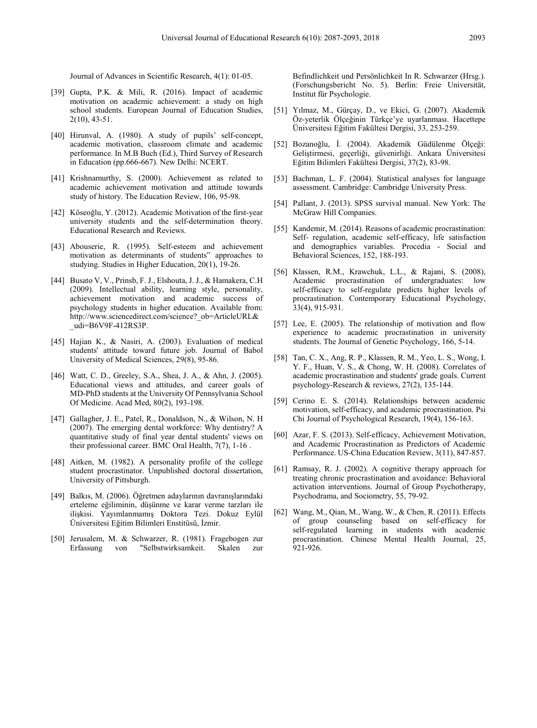Journal of Advances in Scientific Research, 4(1): 01-05.

[39] Gupta, P.K. & Mili, R. (2016). Impact of academic motivation on academic achievement: a study on high school students. European Journal of Education Studies, 2(10), 43-51.

[40] Hirunval, A. (1980). A study of pupils' self-concept, academic motivation, classroom climate and academic performance. In M.B Buch (Ed.), Third Survey of Research in Education (pp.666-667). New Delhi: NCERT.

[41] Krishnamurthy, S. (2000). Achievement as related to academic achievement motivation and attitude towards study of history. The Education Review, 106, 95-98.

[42] Köseoğlu, Y. (2012). Academic Motivation of the first-year university students and the self-determination theory. Educational Research and Reviews.

[43] Abouserie, R. (1995). Self-esteem and achievement motivation as determinants of students" approaches to studying. Studies in Higher Education, 20(1), 19-26.

[44] Busato V, V., Prinsb, F. J., Elshouta, J. J., & Hamakera, C.H (2009). Intellectual ability, learning style, personality, achievement motivation and academic success of psychology students in higher education. Available from: http://www.sciencedirect.com/science?_ob=ArticleURL&_udi=B6V9F-412RS3P.

[45] Hajian K., & Nasiri, A. (2003). Evaluation of medical students' attitude toward future job. Journal of Babol University of Medical Sciences, 29(8), 95-86.

[46] Watt, C. D., Greeley, S.A., Shea, J. A., & Ahn, J. (2005). Educational views and attitudes, and career goals of MD-PhD students at the University Of Pennsylvania School Of Medicine. Acad Med, 80(2), 193-198.

[47] Gallagher, J. E., Patel, R., Donaldson, N., & Wilson, N. H (2007). The emerging dental workforce: Why dentistry? A quantitative study of final year dental students' views on their professional career. BMC Oral Health, 7(7), 1-16 .

[48] Aitken, M. (1982). A personality profile of the college student procrastinator. Unpublished doctoral dissertation, University of Pittsburgh.

[49] Balkıs, M. (2006). Öğretmen adaylarının davranışlarındaki erteleme eğiliminin, düşünme ve karar verme tarzları ile ilişkisi. Yayımlanmamış Doktora Tezi. Dokuz Eylül Üniversitesi Eğitim Bilimleri Enstitüsü, İzmir.

[50] Jerusalem, M. & Schwarzer, R. (1981). Fragebogen zur Erfassung von "Selbstwirksamkeit. Skalen zur Befindlichkeit und Persönlichkeit In R. Schwarzer (Hrsg.). (Forschungsbericht No. 5). Berlin: Freie Universität, Institut für Psychologie.

[51] Yılmaz, M., Gürçay, D., ve Ekici, G. (2007). Akademik Öz-yeterlik Ölçeğinin Türkçe'ye uyarlanması. Hacettepe Üniversitesi Eğitim Fakültesi Dergisi, 33, 253-259.

[52] Bozanoğlu, İ. (2004). Akademik Güdülenme Ölçeği: Geliştirmesi, geçerliği, güvenirliği. Ankara Üniversitesi Eğitim Bilimleri Fakültesi Dergisi, 37(2), 83-98.

[53] Bachman, L. F. (2004). Statistical analyses for language assessment. Cambridge: Cambridge University Press.

[54] Pallant, J. (2013). SPSS survival manual. New York: The McGraw Hill Companies.

[55] Kandemir, M. (2014). Reasons of academic procrastination: Self- regulation, academic self-efficacy, life satisfaction and demographics variables. Procedia - Social and Behavioral Sciences, 152, 188-193.

[56] Klassen, R.M., Krawchuk, L.L., & Rajani, S. (2008), Academic procrastination of undergraduates: low self-efficacy to self-regulate predicts higher levels of procrastination. Contemporary Educational Psychology, 33(4), 915-931.

[57] Lee, E. (2005). The relationship of motivation and flow experience to academic procrastination in university students. The Journal of Genetic Psychology, 166, 5-14.

[58] Tan, C. X., Ang, R. P., Klassen, R. M., Yeo, L. S., Wong, I. Y. F., Huan, V. S., & Chong, W. H. (2008). Correlates of academic procrastination and students' grade goals. Current psychology-Research & reviews, 27(2), 135-144.

[59] Cerino E. S. (2014). Relationships between academic motivation, self-efficacy, and academic procrastination. Psi Chi Journal of Psychological Research, 19(4), 156-163.

[60] Azar, F. S. (2013). Self-efficacy, Achievement Motivation, and Academic Procrastination as Predictors of Academic Performance. US-China Education Review, 3(11), 847-857.

[61] Ramsay, R. J. (2002). A cognitive therapy approach for treating chronic procrastination and avoidance: Behavioral activation interventions. Journal of Group Psychotherapy, Psychodrama, and Sociometry, 55, 79-92.

[62] Wang, M., Qian, M., Wang, W., & Chen, R. (2011). Effects of group counseling based on self-efficacy for self-regulated learning in students with academic procrastination. Chinese Mental Health Journal, 25, 921-926.